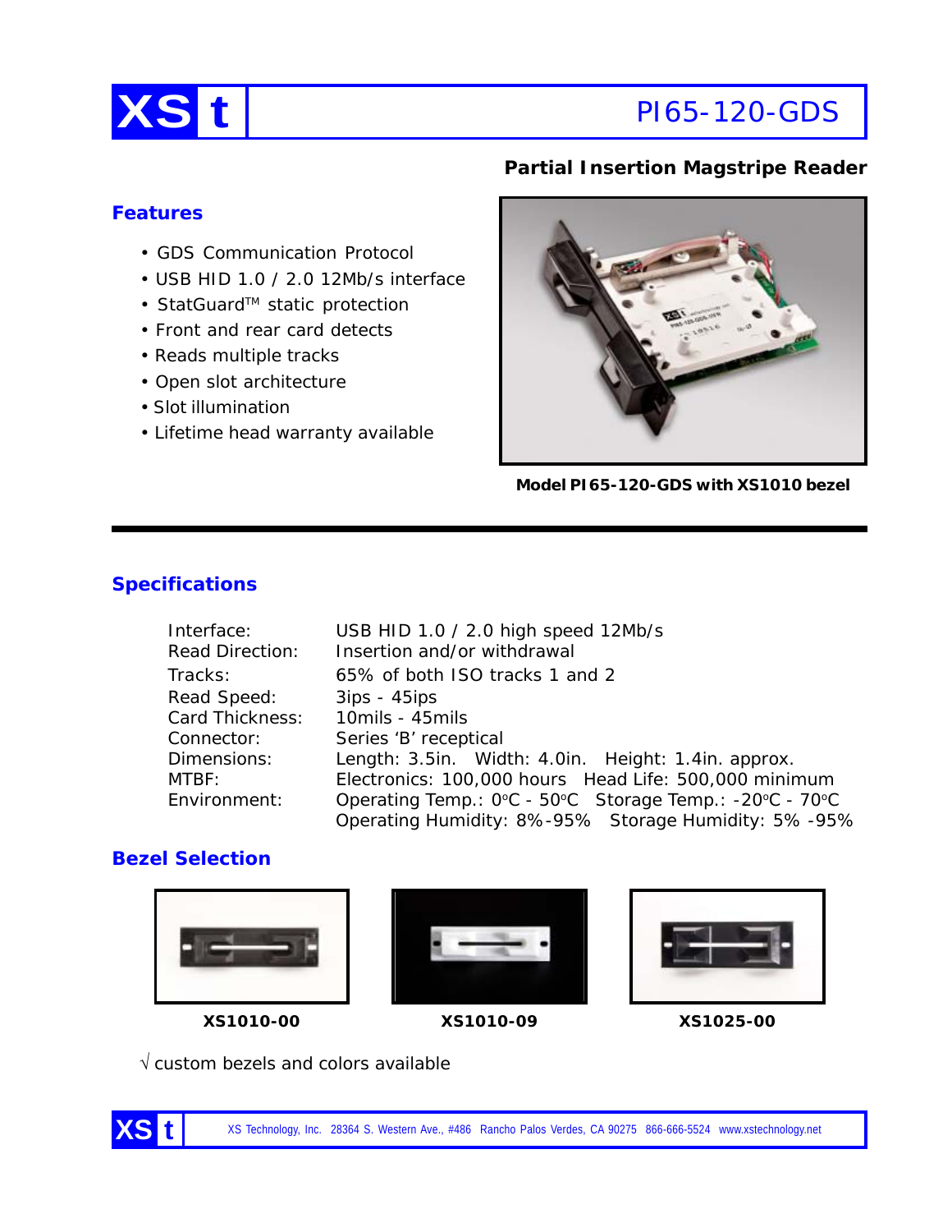# XS t — PI65-120-GDS

**Partial Insertion Magstripe Reader**

## Features

- GDS Communication Protocol
- USB HID 1.0 / 2.0 12Mb/s interface
- StatGuard™ static protection
- Front and rear card detects
- Reads multiple tracks
- Open slot architecture
- Slot illumination
- Lifetime head warranty available

**Model PI65-120-GDS with XS1010 bezel**

## Specifications

| | |
|---|---|
| Interface: | USB HID 1.0 / 2.0 high speed 12Mb/s |
| Read Direction: | Insertion and/or withdrawal |
| Tracks: | 65% of both ISO tracks 1 and 2 |
| Read Speed: | 3ips - 45ips |
| Card Thickness: | 10mils - 45mils |
| Connector: | Series 'B' receptical |
| Dimensions: | Length: 3.5in. Width: 4.0in. Height: 1.4in. approx. |
| MTBF: | Electronics: 100,000 hours Head Life: 500,000 minimum |
| Environment: | Operating Temp.: 0°C - 50°C Storage Temp.: -20°C - 70°C<br>Operating Humidity: 8%-95% Storage Humidity: 5% -95% |

## Bezel Selection

**XS1010-00**

**XS1010-09**

**XS1025-00**

√ custom bezels and colors available

XS Technology, Inc. 28364 S. Western Ave., #486 Rancho Palos Verdes, CA 90275 866-666-5524 www.xstechnology.net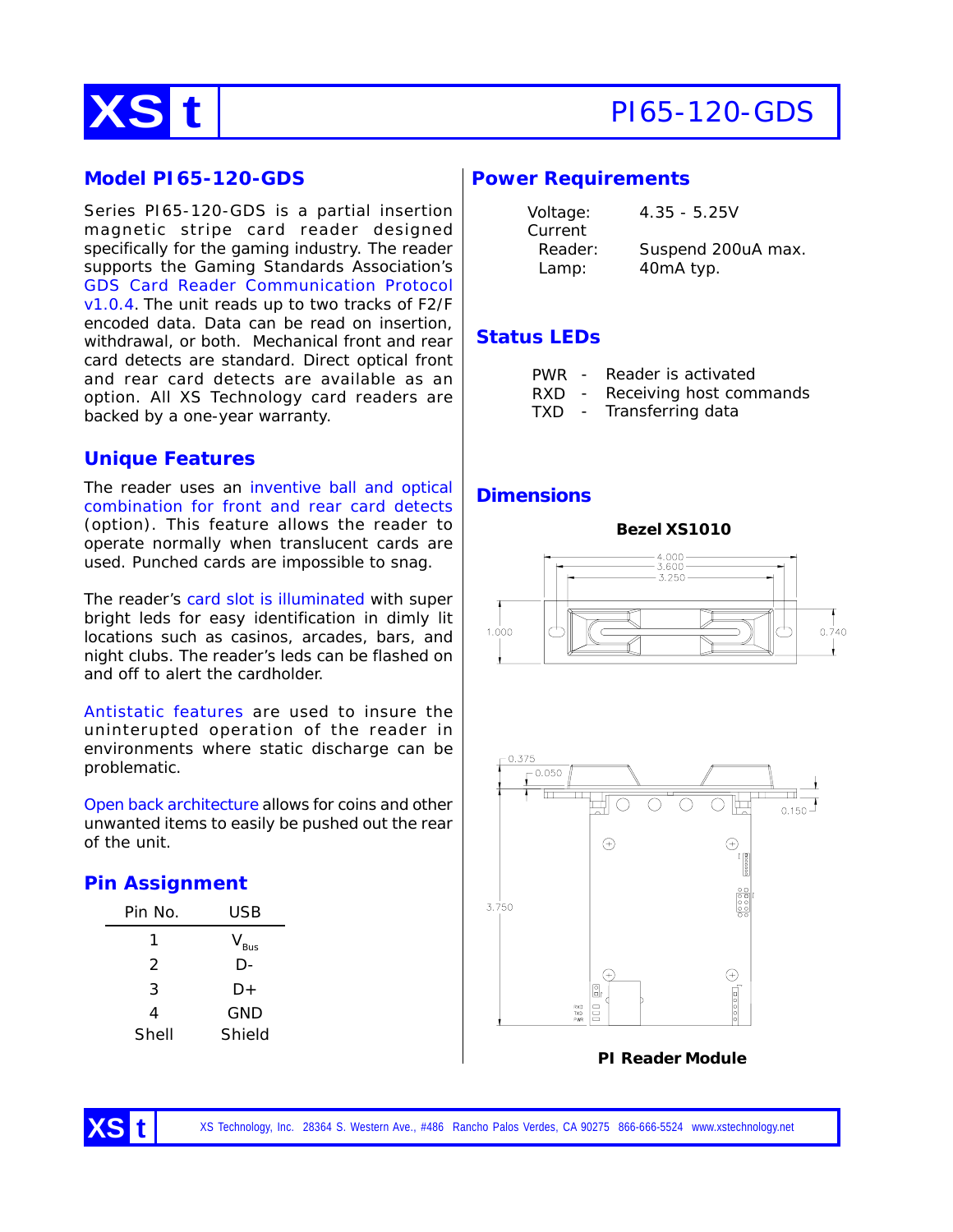# PI65-120-GDS

## Model PI65-120-GDS

Series PI65-120-GDS is a partial insertion magnetic stripe card reader designed specifically for the gaming industry. The reader supports the Gaming Standards Association's GDS Card Reader Communication Protocol v1.0.4. The unit reads up to two tracks of F2/F encoded data. Data can be read on insertion, withdrawal, or both. Mechanical front and rear card detects are standard. Direct optical front and rear card detects are available as an option. All XS Technology card readers are backed by a one-year warranty.

## Unique Features

The reader uses an inventive ball and optical combination for front and rear card detects (option). This feature allows the reader to operate normally when translucent cards are used. Punched cards are impossible to snag.

The reader's card slot is illuminated with super bright leds for easy identification in dimly lit locations such as casinos, arcades, bars, and night clubs. The reader's leds can be flashed on and off to alert the cardholder.

Antistatic features are used to insure the uninterupted operation of the reader in environments where static discharge can be problematic.

Open back architecture allows for coins and other unwanted items to easily be pushed out the rear of the unit.

## Pin Assignment

| Pin No. | USB |
|---|---|
| 1 | $V_{Bus}$ |
| 2 | D- |
| 3 | D+ |
| 4 | GND |
| Shell | Shield |

## Power Requirements

| | |
|---|---|
| Voltage: | 4.35 - 5.25V |
| Current | |
| Reader: | Suspend 200uA max. |
| Lamp: | 40mA typ. |

## Status LEDs

PWR - Reader is activated
RXD - Receiving host commands
TXD - Transferring data

## Dimensions

**Bezel XS1010**

4.000
3.600
3.250
1.000
0.740

0.375
0.050
0.150
3.750

**PI Reader Module**